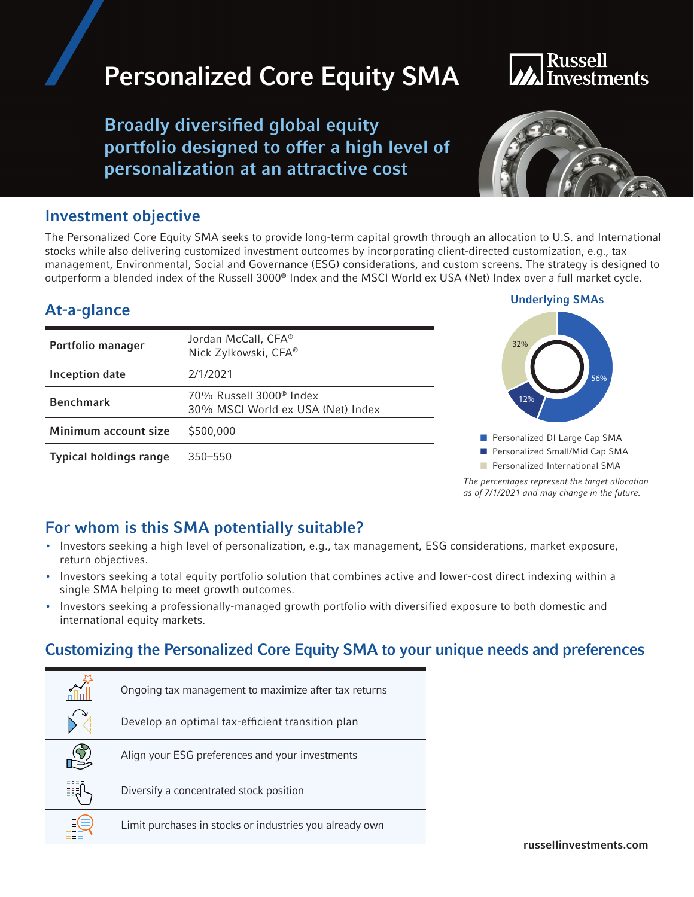# Personalized Core Equity SMA

Russell Investments

## Broadly diversified global equity portfolio designed to offer a high level of personalization at an attractive cost

## Investment objective

The Personalized Core Equity SMA seeks to provide long-term capital growth through an allocation to U.S. and International stocks while also delivering customized investment outcomes by incorporating client-directed customization, e.g., tax management, Environmental, Social and Governance (ESG) considerations, and custom screens. The strategy is designed to outperform a blended index of the Russell 3000® Index and the MSCI World ex USA (Net) Index over a full market cycle.

## At-a-glance

| | |
|---|---|
| **Portfolio manager** | Jordan McCall, CFA®<br>Nick Zylkowski, CFA® |
| **Inception date** | 2/1/2021 |
| **Benchmark** | 70% Russell 3000® Index<br>30% MSCI World ex USA (Net) Index |
| **Minimum account size** | $500,000 |
| **Typical holdings range** | 350–550 |

### Underlying SMAs

| Underlying SMA | Allocation |
|---|---|
| Personalized DI Large Cap SMA | 56% |
| Personalized Small/Mid Cap SMA | 12% |
| Personalized International SMA | 32% |

*The percentages represent the target allocation as of 7/1/2021 and may change in the future.*

## For whom is this SMA potentially suitable?

- Investors seeking a high level of personalization, e.g., tax management, ESG considerations, market exposure, return objectives.
- Investors seeking a total equity portfolio solution that combines active and lower-cost direct indexing within a single SMA helping to meet growth outcomes.
- Investors seeking a professionally-managed growth portfolio with diversified exposure to both domestic and international equity markets.

## Customizing the Personalized Core Equity SMA to your unique needs and preferences

- Ongoing tax management to maximize after tax returns
- Develop an optimal tax-efficient transition plan
- Align your ESG preferences and your investments
- Diversify a concentrated stock position
- Limit purchases in stocks or industries you already own

russellinvestments.com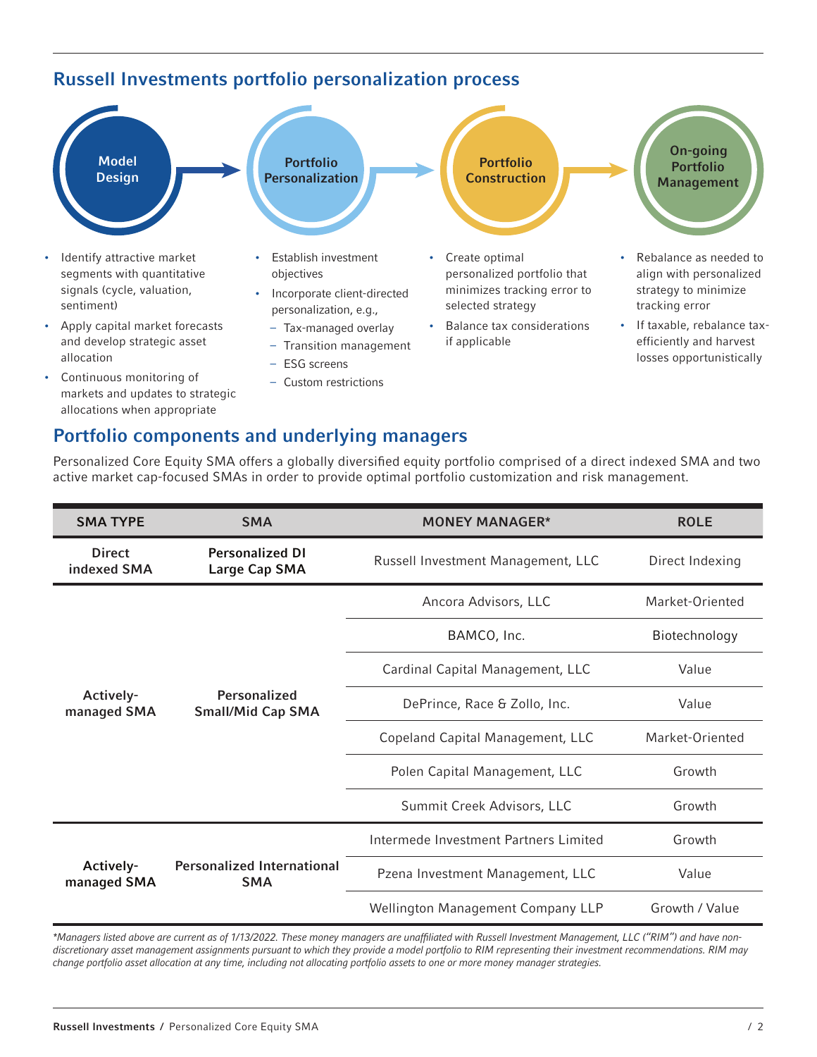## Russell Investments portfolio personalization process

### Model Design

- Identify attractive market segments with quantitative signals (cycle, valuation, sentiment)
- Apply capital market forecasts and develop strategic asset allocation
- Continuous monitoring of markets and updates to strategic allocations when appropriate

### Portfolio Personalization

- Establish investment objectives
- Incorporate client-directed personalization, e.g.,
  - Tax-managed overlay
  - Transition management
  - ESG screens
  - Custom restrictions

### Portfolio Construction

- Create optimal personalized portfolio that minimizes tracking error to selected strategy
- Balance tax considerations if applicable

### On-going Portfolio Management

- Rebalance as needed to align with personalized strategy to minimize tracking error
- If taxable, rebalance tax-efficiently and harvest losses opportunistically

## Portfolio components and underlying managers

Personalized Core Equity SMA offers a globally diversified equity portfolio comprised of a direct indexed SMA and two active market cap-focused SMAs in order to provide optimal portfolio customization and risk management.

| SMA TYPE | SMA | MONEY MANAGER* | ROLE |
|---|---|---|---|
| Direct indexed SMA | Personalized DI Large Cap SMA | Russell Investment Management, LLC | Direct Indexing |
| Actively-managed SMA | Personalized Small/Mid Cap SMA | Ancora Advisors, LLC | Market-Oriented |
| | | BAMCO, Inc. | Biotechnology |
| | | Cardinal Capital Management, LLC | Value |
| | | DePrince, Race & Zollo, Inc. | Value |
| | | Copeland Capital Management, LLC | Market-Oriented |
| | | Polen Capital Management, LLC | Growth |
| | | Summit Creek Advisors, LLC | Growth |
| Actively-managed SMA | Personalized International SMA | Intermede Investment Partners Limited | Growth |
| | | Pzena Investment Management, LLC | Value |
| | | Wellington Management Company LLP | Growth / Value |

*\*Managers listed above are current as of 1/13/2022. These money managers are unaffiliated with Russell Investment Management, LLC ("RIM") and have non-discretionary asset management assignments pursuant to which they provide a model portfolio to RIM representing their investment recommendations. RIM may change portfolio asset allocation at any time, including not allocating portfolio assets to one or more money manager strategies.*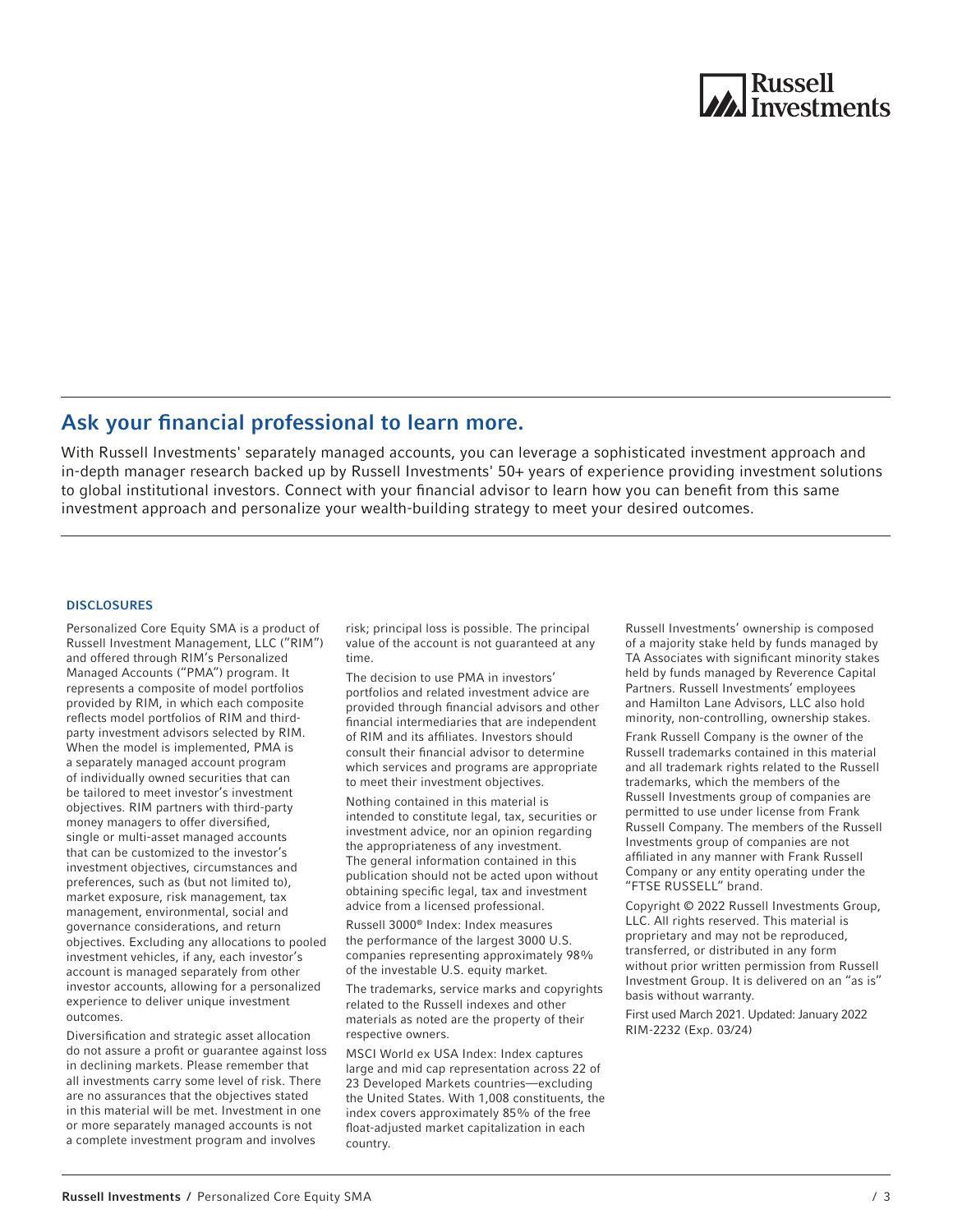## Ask your financial professional to learn more.

With Russell Investments' separately managed accounts, you can leverage a sophisticated investment approach and in-depth manager research backed up by Russell Investments' 50+ years of experience providing investment solutions to global institutional investors. Connect with your financial advisor to learn how you can benefit from this same investment approach and personalize your wealth-building strategy to meet your desired outcomes.

### DISCLOSURES

Personalized Core Equity SMA is a product of Russell Investment Management, LLC ("RIM") and offered through RIM's Personalized Managed Accounts ("PMA") program. It represents a composite of model portfolios provided by RIM, in which each composite reflects model portfolios of RIM and third-party investment advisors selected by RIM. When the model is implemented, PMA is a separately managed account program of individually owned securities that can be tailored to meet investor's investment objectives. RIM partners with third-party money managers to offer diversified, single or multi-asset managed accounts that can be customized to the investor's investment objectives, circumstances and preferences, such as (but not limited to), market exposure, risk management, tax management, environmental, social and governance considerations, and return objectives. Excluding any allocations to pooled investment vehicles, if any, each investor's account is managed separately from other investor accounts, allowing for a personalized experience to deliver unique investment outcomes.

Diversification and strategic asset allocation do not assure a profit or guarantee against loss in declining markets. Please remember that all investments carry some level of risk. There are no assurances that the objectives stated in this material will be met. Investment in one or more separately managed accounts is not a complete investment program and involves risk; principal loss is possible. The principal value of the account is not guaranteed at any time.

The decision to use PMA in investors' portfolios and related investment advice are provided through financial advisors and other financial intermediaries that are independent of RIM and its affiliates. Investors should consult their financial advisor to determine which services and programs are appropriate to meet their investment objectives.

Nothing contained in this material is intended to constitute legal, tax, securities or investment advice, nor an opinion regarding the appropriateness of any investment. The general information contained in this publication should not be acted upon without obtaining specific legal, tax and investment advice from a licensed professional.

Russell 3000® Index: Index measures the performance of the largest 3000 U.S. companies representing approximately 98% of the investable U.S. equity market.

The trademarks, service marks and copyrights related to the Russell indexes and other materials as noted are the property of their respective owners.

MSCI World ex USA Index: Index captures large and mid cap representation across 22 of 23 Developed Markets countries—excluding the United States. With 1,008 constituents, the index covers approximately 85% of the free float-adjusted market capitalization in each country.

Russell Investments' ownership is composed of a majority stake held by funds managed by TA Associates with significant minority stakes held by funds managed by Reverence Capital Partners. Russell Investments' employees and Hamilton Lane Advisors, LLC also hold minority, non-controlling, ownership stakes.

Frank Russell Company is the owner of the Russell trademarks contained in this material and all trademark rights related to the Russell trademarks, which the members of the Russell Investments group of companies are permitted to use under license from Frank Russell Company. The members of the Russell Investments group of companies are not affiliated in any manner with Frank Russell Company or any entity operating under the "FTSE RUSSELL" brand.

Copyright © 2022 Russell Investments Group, LLC. All rights reserved. This material is proprietary and may not be reproduced, transferred, or distributed in any form without prior written permission from Russell Investment Group. It is delivered on an "as is" basis without warranty.

First used March 2021. Updated: January 2022
RIM-2232 (Exp. 03/24)